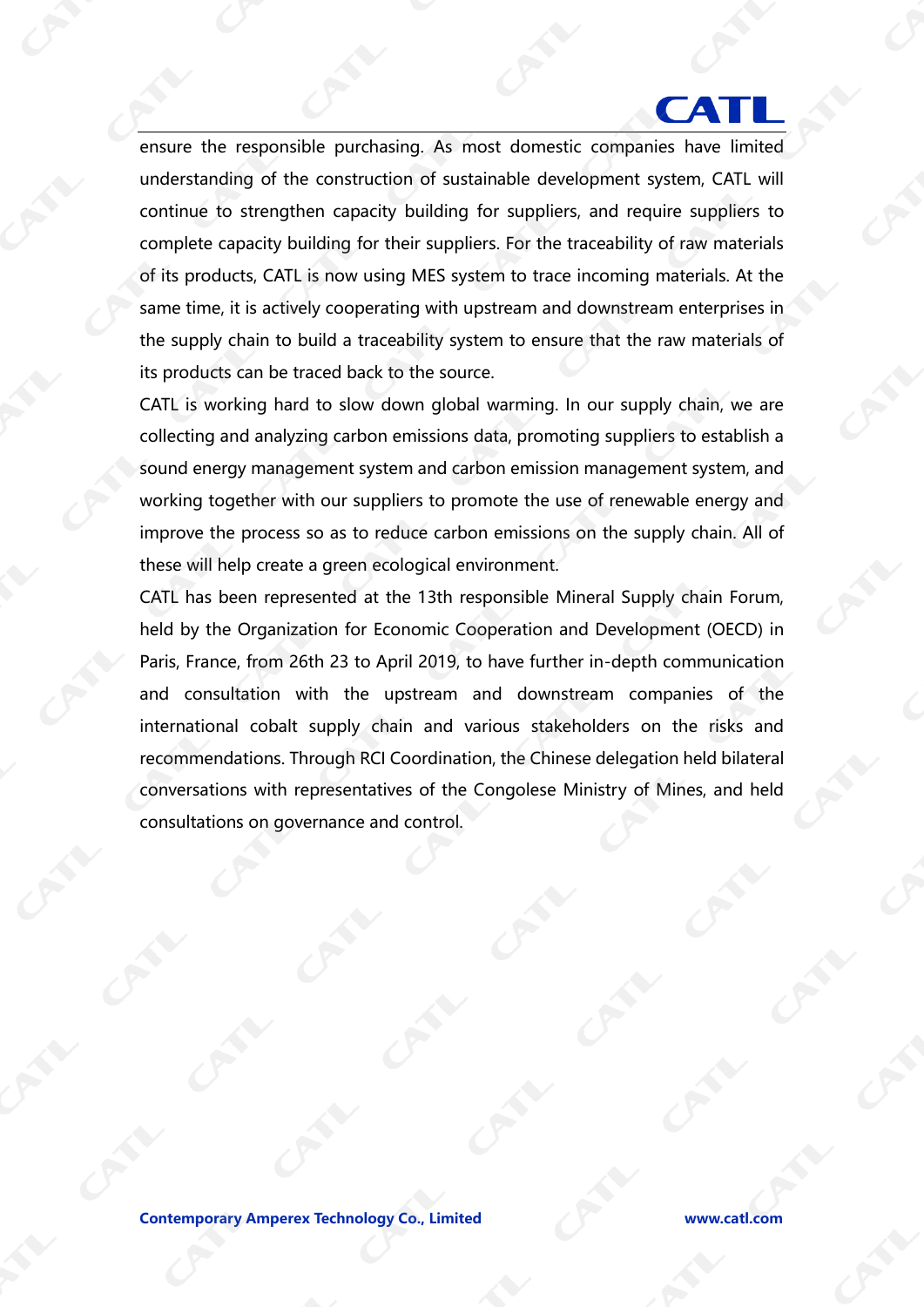ensure the responsible purchasing. As most domestic companies have limited understanding of the construction of sustainable development system, CATL will continue to strengthen capacity building for suppliers, and require suppliers to complete capacity building for their suppliers. For the traceability of raw materials of its products, CATL is now using MES system to trace incoming materials. At the same time, it is actively cooperating with upstream and downstream enterprises in the supply chain to build a traceability system to ensure that the raw materials of its products can be traced back to the source.

CATL is working hard to slow down global warming. In our supply chain, we are collecting and analyzing carbon emissions data, promoting suppliers to establish a sound energy management system and carbon emission management system, and working together with our suppliers to promote the use of renewable energy and improve the process so as to reduce carbon emissions on the supply chain. All of these will help create a green ecological environment.

CATL has been represented at the 13th responsible Mineral Supply chain Forum, held by the Organization for Economic Cooperation and Development (OECD) in Paris, France, from 26th 23 to April 2019, to have further in-depth communication and consultation with the upstream and downstream companies of the international cobalt supply chain and various stakeholders on the risks and recommendations. Through RCI Coordination, the Chinese delegation held bilateral conversations with representatives of the Congolese Ministry of Mines, and held consultations on governance and control.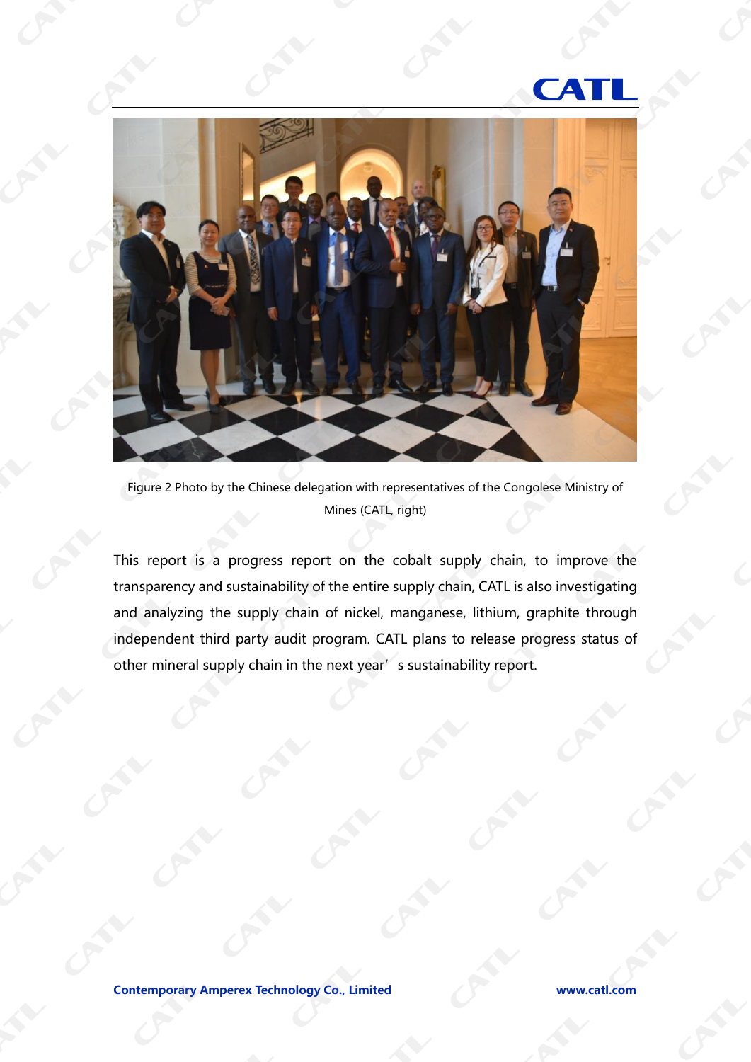Figure 2 Photo by the Chinese delegation with representatives of the Congolese Ministry of Mines (CATL, right)

This report is a progress report on the cobalt supply chain, to improve the transparency and sustainability of the entire supply chain, CATL is also investigating and analyzing the supply chain of nickel, manganese, lithium, graphite through independent third party audit program. CATL plans to release progress status of other mineral supply chain in the next year’s sustainability report.